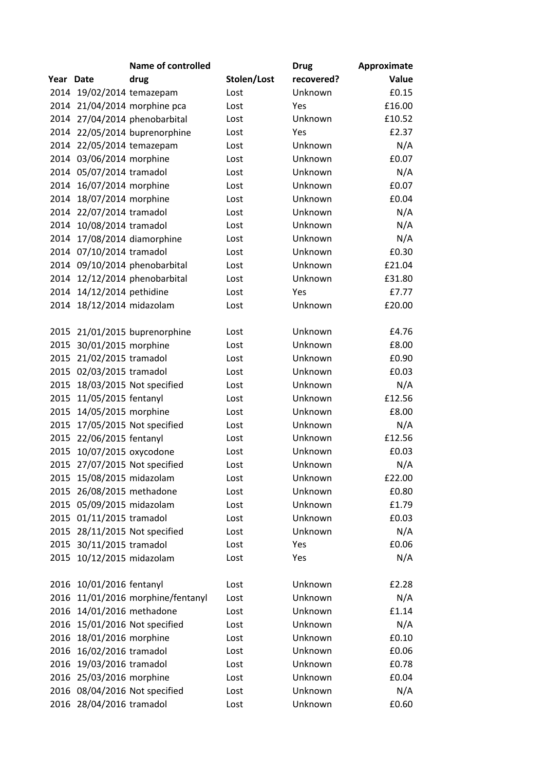| Year | Date | Name of controlled drug | Stolen/Lost | Drug recovered? | Approximate Value |
|---|---|---|---|---|---|
| 2014 | 19/02/2014 | temazepam | Lost | Unknown | £0.15 |
| 2014 | 21/04/2014 | morphine pca | Lost | Yes | £16.00 |
| 2014 | 27/04/2014 | phenobarbital | Lost | Unknown | £10.52 |
| 2014 | 22/05/2014 | buprenorphine | Lost | Yes | £2.37 |
| 2014 | 22/05/2014 | temazepam | Lost | Unknown | N/A |
| 2014 | 03/06/2014 | morphine | Lost | Unknown | £0.07 |
| 2014 | 05/07/2014 | tramadol | Lost | Unknown | N/A |
| 2014 | 16/07/2014 | morphine | Lost | Unknown | £0.07 |
| 2014 | 18/07/2014 | morphine | Lost | Unknown | £0.04 |
| 2014 | 22/07/2014 | tramadol | Lost | Unknown | N/A |
| 2014 | 10/08/2014 | tramadol | Lost | Unknown | N/A |
| 2014 | 17/08/2014 | diamorphine | Lost | Unknown | N/A |
| 2014 | 07/10/2014 | tramadol | Lost | Unknown | £0.30 |
| 2014 | 09/10/2014 | phenobarbital | Lost | Unknown | £21.04 |
| 2014 | 12/12/2014 | phenobarbital | Lost | Unknown | £31.80 |
| 2014 | 14/12/2014 | pethidine | Lost | Yes | £7.77 |
| 2014 | 18/12/2014 | midazolam | Lost | Unknown | £20.00 |
| | | | | | |
| 2015 | 21/01/2015 | buprenorphine | Lost | Unknown | £4.76 |
| 2015 | 30/01/2015 | morphine | Lost | Unknown | £8.00 |
| 2015 | 21/02/2015 | tramadol | Lost | Unknown | £0.90 |
| 2015 | 02/03/2015 | tramadol | Lost | Unknown | £0.03 |
| 2015 | 18/03/2015 | Not specified | Lost | Unknown | N/A |
| 2015 | 11/05/2015 | fentanyl | Lost | Unknown | £12.56 |
| 2015 | 14/05/2015 | morphine | Lost | Unknown | £8.00 |
| 2015 | 17/05/2015 | Not specified | Lost | Unknown | N/A |
| 2015 | 22/06/2015 | fentanyl | Lost | Unknown | £12.56 |
| 2015 | 10/07/2015 | oxycodone | Lost | Unknown | £0.03 |
| 2015 | 27/07/2015 | Not specified | Lost | Unknown | N/A |
| 2015 | 15/08/2015 | midazolam | Lost | Unknown | £22.00 |
| 2015 | 26/08/2015 | methadone | Lost | Unknown | £0.80 |
| 2015 | 05/09/2015 | midazolam | Lost | Unknown | £1.79 |
| 2015 | 01/11/2015 | tramadol | Lost | Unknown | £0.03 |
| 2015 | 28/11/2015 | Not specified | Lost | Unknown | N/A |
| 2015 | 30/11/2015 | tramadol | Lost | Yes | £0.06 |
| 2015 | 10/12/2015 | midazolam | Lost | Yes | N/A |
| | | | | | |
| 2016 | 10/01/2016 | fentanyl | Lost | Unknown | £2.28 |
| 2016 | 11/01/2016 | morphine/fentanyl | Lost | Unknown | N/A |
| 2016 | 14/01/2016 | methadone | Lost | Unknown | £1.14 |
| 2016 | 15/01/2016 | Not specified | Lost | Unknown | N/A |
| 2016 | 18/01/2016 | morphine | Lost | Unknown | £0.10 |
| 2016 | 16/02/2016 | tramadol | Lost | Unknown | £0.06 |
| 2016 | 19/03/2016 | tramadol | Lost | Unknown | £0.78 |
| 2016 | 25/03/2016 | morphine | Lost | Unknown | £0.04 |
| 2016 | 08/04/2016 | Not specified | Lost | Unknown | N/A |
| 2016 | 28/04/2016 | tramadol | Lost | Unknown | £0.60 |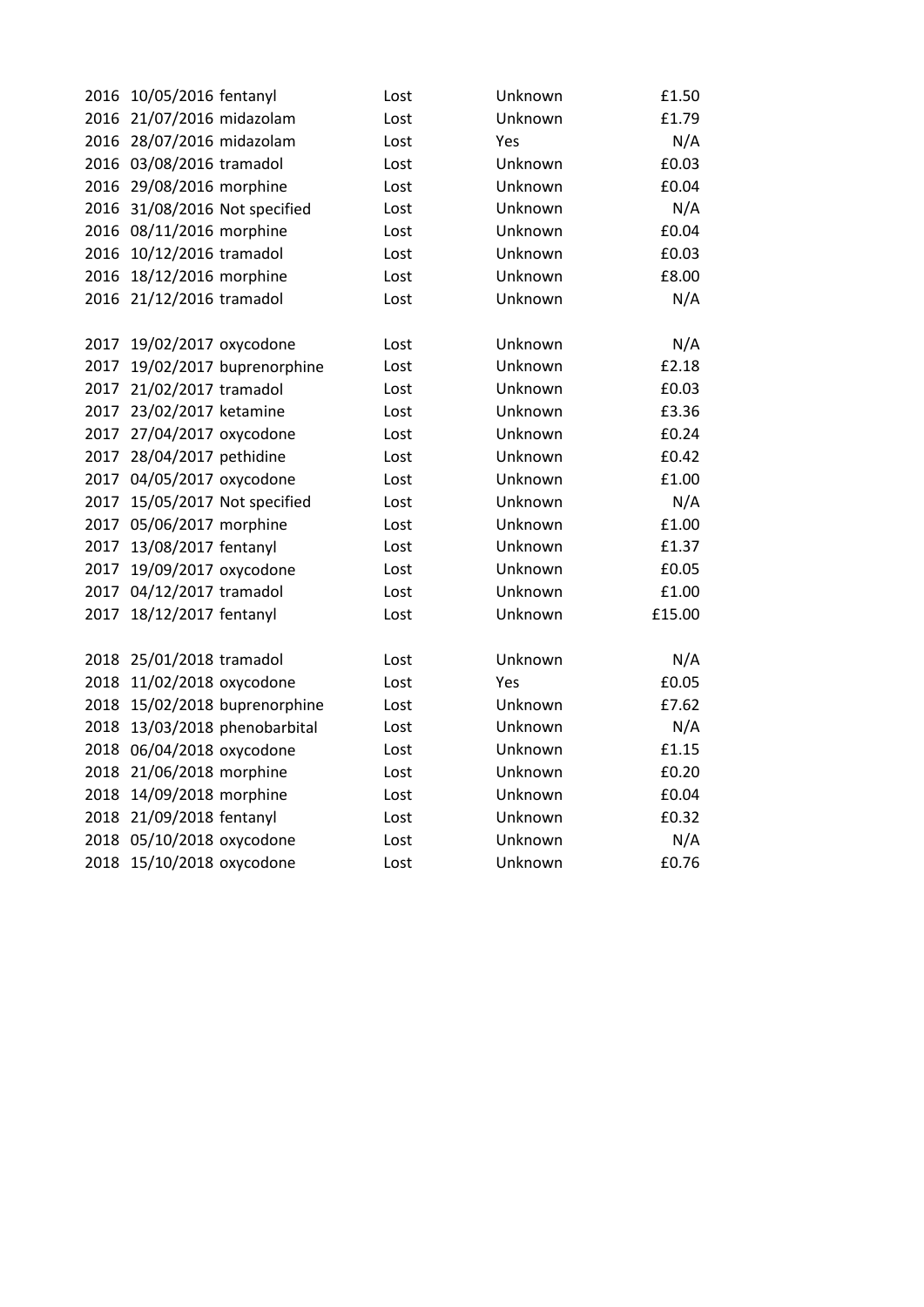| | | | | | |
|---|---|---|---|---|---|
| 2016 | 10/05/2016 | fentanyl | Lost | Unknown | £1.50 |
| 2016 | 21/07/2016 | midazolam | Lost | Unknown | £1.79 |
| 2016 | 28/07/2016 | midazolam | Lost | Yes | N/A |
| 2016 | 03/08/2016 | tramadol | Lost | Unknown | £0.03 |
| 2016 | 29/08/2016 | morphine | Lost | Unknown | £0.04 |
| 2016 | 31/08/2016 | Not specified | Lost | Unknown | N/A |
| 2016 | 08/11/2016 | morphine | Lost | Unknown | £0.04 |
| 2016 | 10/12/2016 | tramadol | Lost | Unknown | £0.03 |
| 2016 | 18/12/2016 | morphine | Lost | Unknown | £8.00 |
| 2016 | 21/12/2016 | tramadol | Lost | Unknown | N/A |
| | | | | | |
| 2017 | 19/02/2017 | oxycodone | Lost | Unknown | N/A |
| 2017 | 19/02/2017 | buprenorphine | Lost | Unknown | £2.18 |
| 2017 | 21/02/2017 | tramadol | Lost | Unknown | £0.03 |
| 2017 | 23/02/2017 | ketamine | Lost | Unknown | £3.36 |
| 2017 | 27/04/2017 | oxycodone | Lost | Unknown | £0.24 |
| 2017 | 28/04/2017 | pethidine | Lost | Unknown | £0.42 |
| 2017 | 04/05/2017 | oxycodone | Lost | Unknown | £1.00 |
| 2017 | 15/05/2017 | Not specified | Lost | Unknown | N/A |
| 2017 | 05/06/2017 | morphine | Lost | Unknown | £1.00 |
| 2017 | 13/08/2017 | fentanyl | Lost | Unknown | £1.37 |
| 2017 | 19/09/2017 | oxycodone | Lost | Unknown | £0.05 |
| 2017 | 04/12/2017 | tramadol | Lost | Unknown | £1.00 |
| 2017 | 18/12/2017 | fentanyl | Lost | Unknown | £15.00 |
| | | | | | |
| 2018 | 25/01/2018 | tramadol | Lost | Unknown | N/A |
| 2018 | 11/02/2018 | oxycodone | Lost | Yes | £0.05 |
| 2018 | 15/02/2018 | buprenorphine | Lost | Unknown | £7.62 |
| 2018 | 13/03/2018 | phenobarbital | Lost | Unknown | N/A |
| 2018 | 06/04/2018 | oxycodone | Lost | Unknown | £1.15 |
| 2018 | 21/06/2018 | morphine | Lost | Unknown | £0.20 |
| 2018 | 14/09/2018 | morphine | Lost | Unknown | £0.04 |
| 2018 | 21/09/2018 | fentanyl | Lost | Unknown | £0.32 |
| 2018 | 05/10/2018 | oxycodone | Lost | Unknown | N/A |
| 2018 | 15/10/2018 | oxycodone | Lost | Unknown | £0.76 |